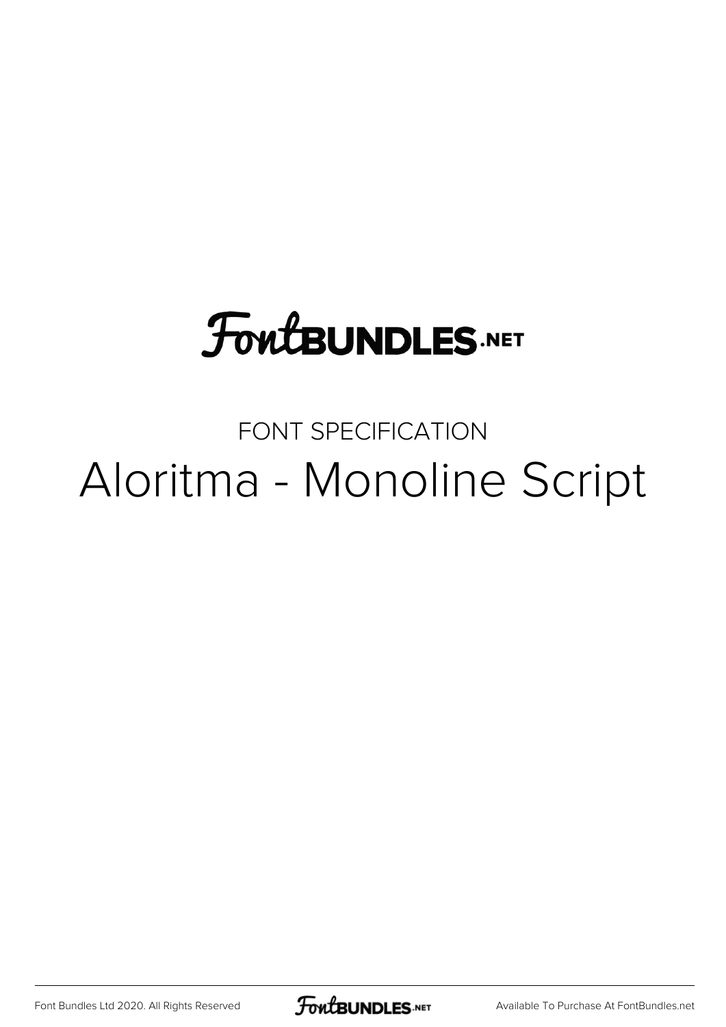FontBUNDLES.NET

FONT SPECIFICATION

# Aloritma - Monoline Script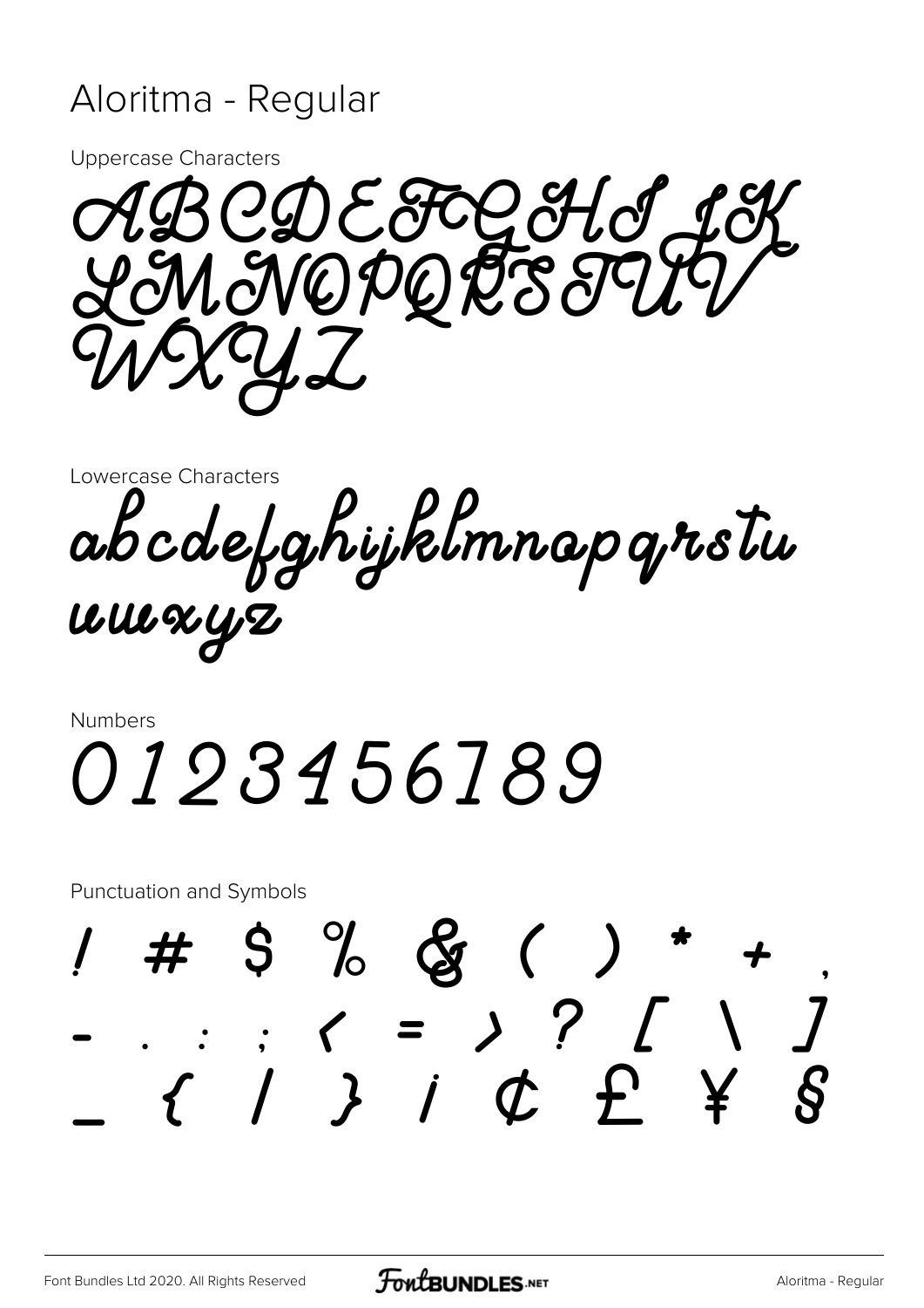# Aloritma - Regular

Uppercase Characters

ABCDEFGHIJK
LMNOPQRSTUV
WXYZ

Lowercase Characters

abcdefghijklmnopqrstu
uvwxyz

Numbers

0123456789

Punctuation and Symbols

! # $ % & ( ) * + ,
- . : ; < = > ? [ \ ]
_ { | } ¡ ¢ £ ¥ §

Font Bundles Ltd 2020. All Rights Reserved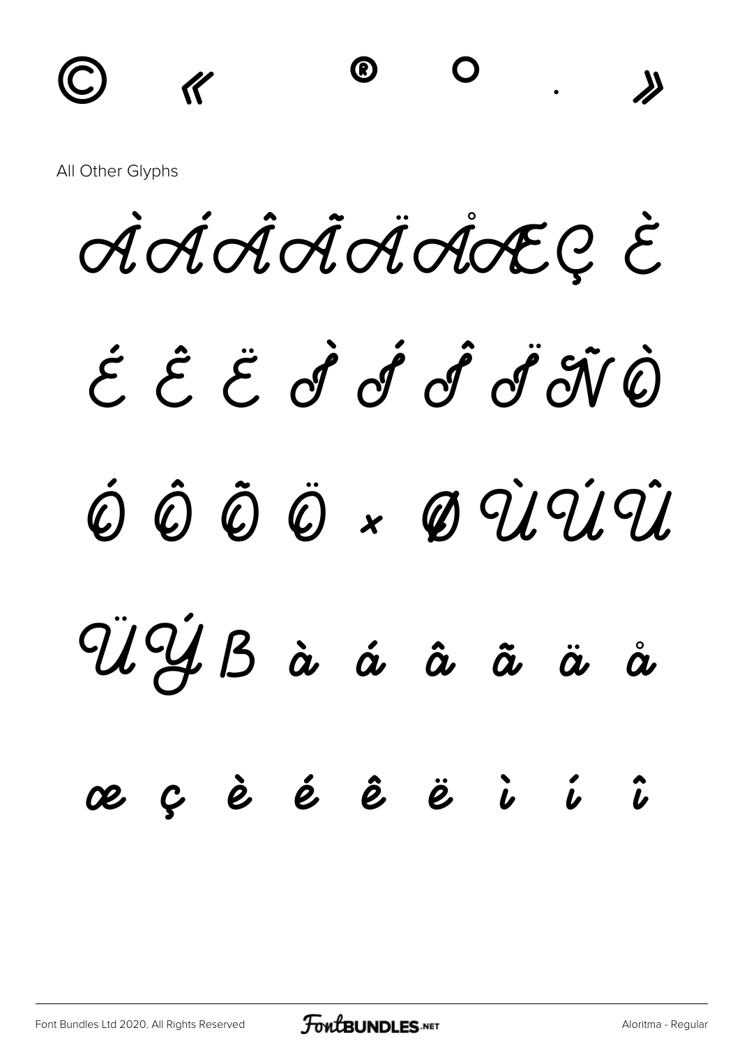© « ® ° · »

All Other Glyphs

À Á Â Ã Ä Å Æ Ç È

É Ê Ë Ì Í Î Ï Ñ Ò

Ó Ô Õ Ö × Ø Ù Ú Û

Ü Ý ß à á â ã ä å

æ ç è é ê ë ì í î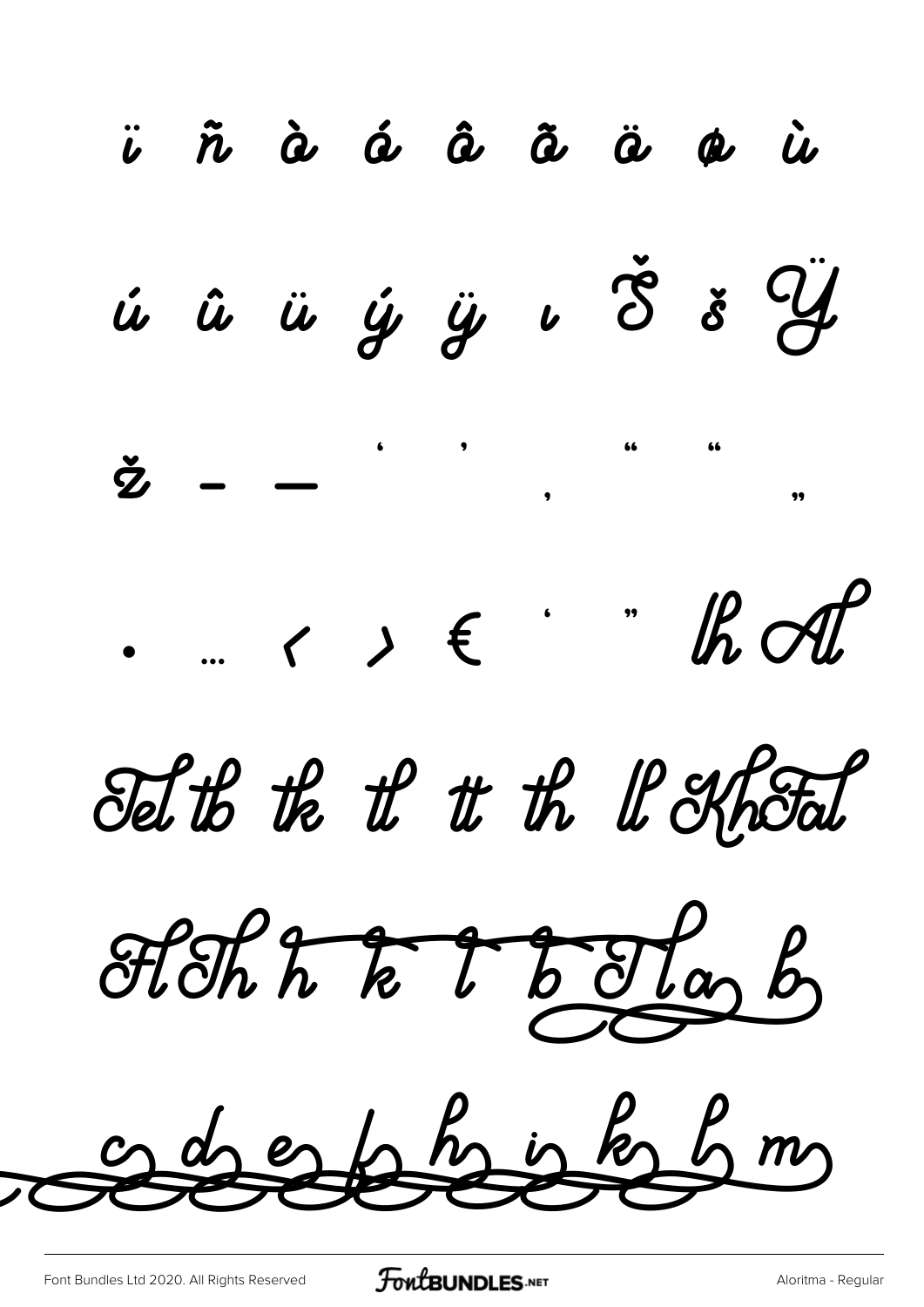ï ñ ò ó ô õ ö ø ù

ú û ü ý ÿ ı Š š Ÿ

ž – — ' ' ‚ " " „

• … ‹ › € ' " lh Al

Tel tb tk tl tt th ll Kh Tal

Hl Th h k l b Tla b

c d e f h i k l m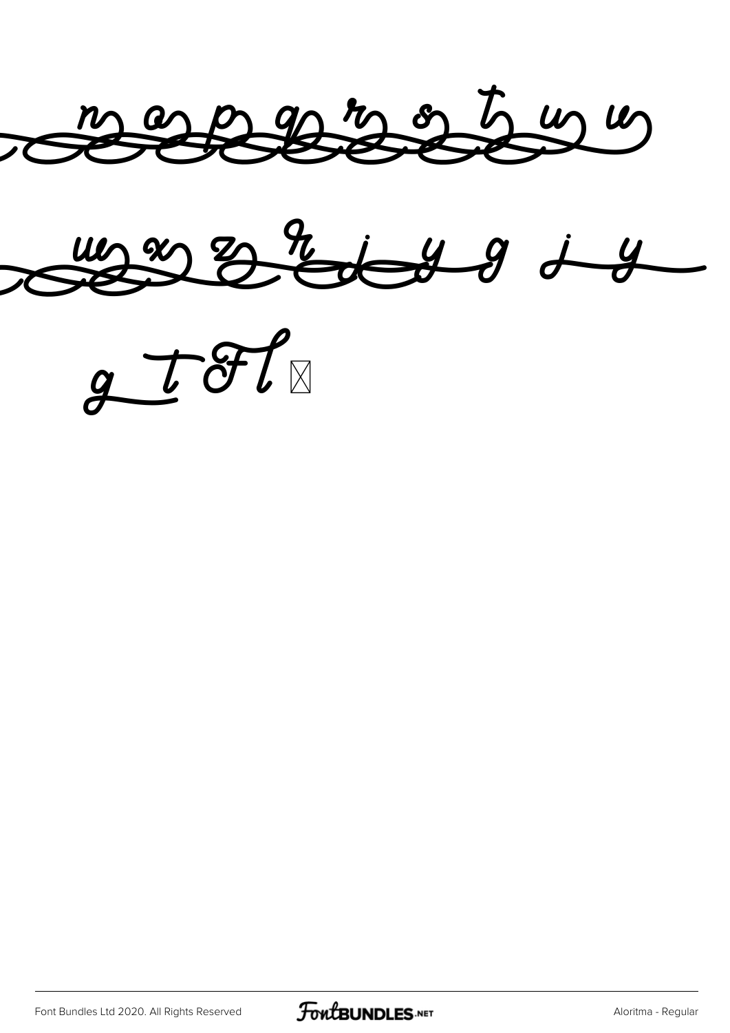n o p q r s t u w

w x z r j y g j y

g t F l